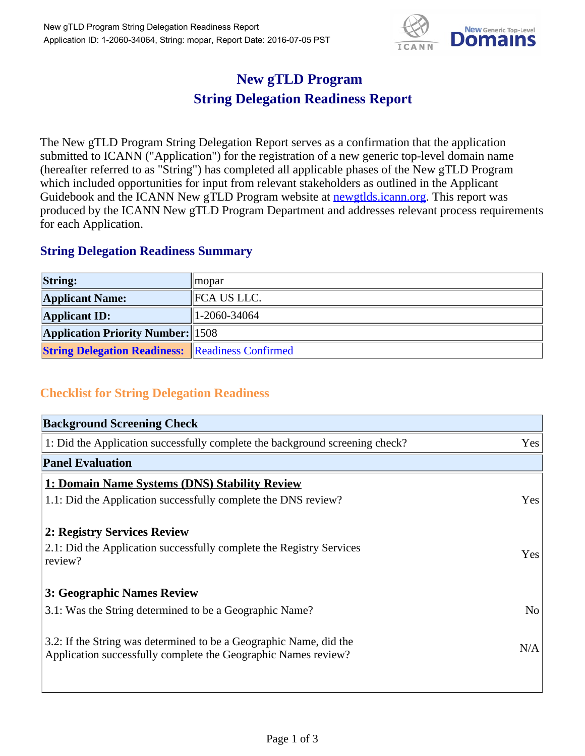# New gTLD Program
# String Delegation Readiness Report

The New gTLD Program String Delegation Report serves as a confirmation that the application submitted to ICANN ("Application") for the registration of a new generic top-level domain name (hereafter referred to as "String") has completed all applicable phases of the New gTLD Program which included opportunities for input from relevant stakeholders as outlined in the Applicant Guidebook and the ICANN New gTLD Program website at newgtlds.icann.org. This report was produced by the ICANN New gTLD Program Department and addresses relevant process requirements for each Application.

## String Delegation Readiness Summary

| | |
|---|---|
| **String:** | mopar |
| **Applicant Name:** | FCA US LLC. |
| **Applicant ID:** | 1-2060-34064 |
| **Application Priority Number:** | 1508 |
| **String Delegation Readiness:** | Readiness Confirmed |

## Checklist for String Delegation Readiness

| **Background Screening Check** | |
|---|---|
| 1: Did the Application successfully complete the background screening check? | Yes |
| **Panel Evaluation** | |
| **1: Domain Name Systems (DNS) Stability Review** | |
| 1.1: Did the Application successfully complete the DNS review? | Yes |
| **2: Registry Services Review** | |
| 2.1: Did the Application successfully complete the Registry Services review? | Yes |
| **3: Geographic Names Review** | |
| 3.1: Was the String determined to be a Geographic Name? | No |
| 3.2: If the String was determined to be a Geographic Name, did the Application successfully complete the Geographic Names review? | N/A |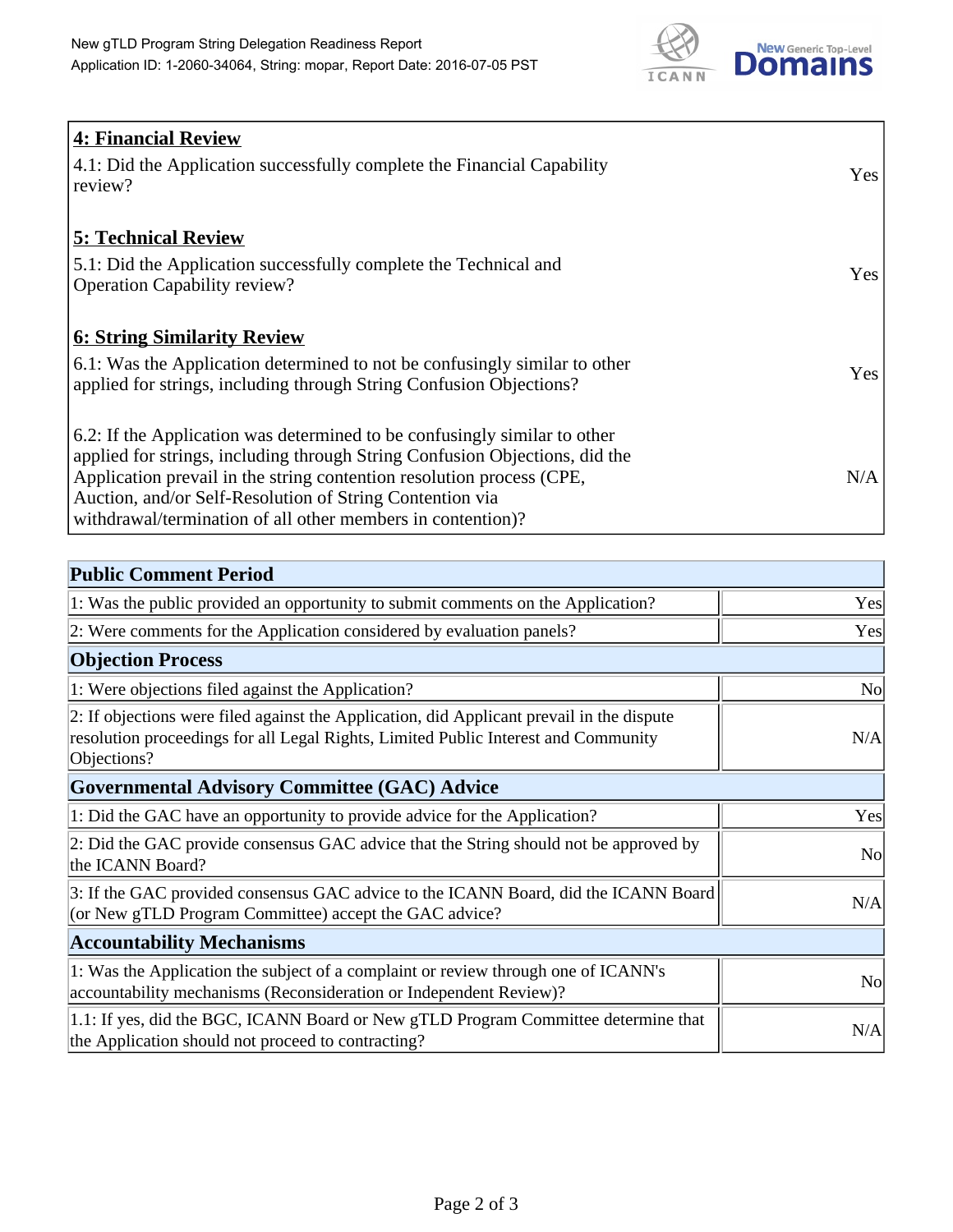| | |
|---|---|
| **4: Financial Review** | |
| 4.1: Did the Application successfully complete the Financial Capability review? | Yes |
| **5: Technical Review** | |
| 5.1: Did the Application successfully complete the Technical and Operation Capability review? | Yes |
| **6: String Similarity Review** | |
| 6.1: Was the Application determined to not be confusingly similar to other applied for strings, including through String Confusion Objections? | Yes |
| 6.2: If the Application was determined to be confusingly similar to other applied for strings, including through String Confusion Objections, did the Application prevail in the string contention resolution process (CPE, Auction, and/or Self-Resolution of String Contention via withdrawal/termination of all other members in contention)? | N/A |

| **Public Comment Period** | |
|---|---|
| 1: Was the public provided an opportunity to submit comments on the Application? | Yes |
| 2: Were comments for the Application considered by evaluation panels? | Yes |
| **Objection Process** | |
| 1: Were objections filed against the Application? | No |
| 2: If objections were filed against the Application, did Applicant prevail in the dispute resolution proceedings for all Legal Rights, Limited Public Interest and Community Objections? | N/A |
| **Governmental Advisory Committee (GAC) Advice** | |
| 1: Did the GAC have an opportunity to provide advice for the Application? | Yes |
| 2: Did the GAC provide consensus GAC advice that the String should not be approved by the ICANN Board? | No |
| 3: If the GAC provided consensus GAC advice to the ICANN Board, did the ICANN Board (or New gTLD Program Committee) accept the GAC advice? | N/A |
| **Accountability Mechanisms** | |
| 1: Was the Application the subject of a complaint or review through one of ICANN's accountability mechanisms (Reconsideration or Independent Review)? | No |
| 1.1: If yes, did the BGC, ICANN Board or New gTLD Program Committee determine that the Application should not proceed to contracting? | N/A |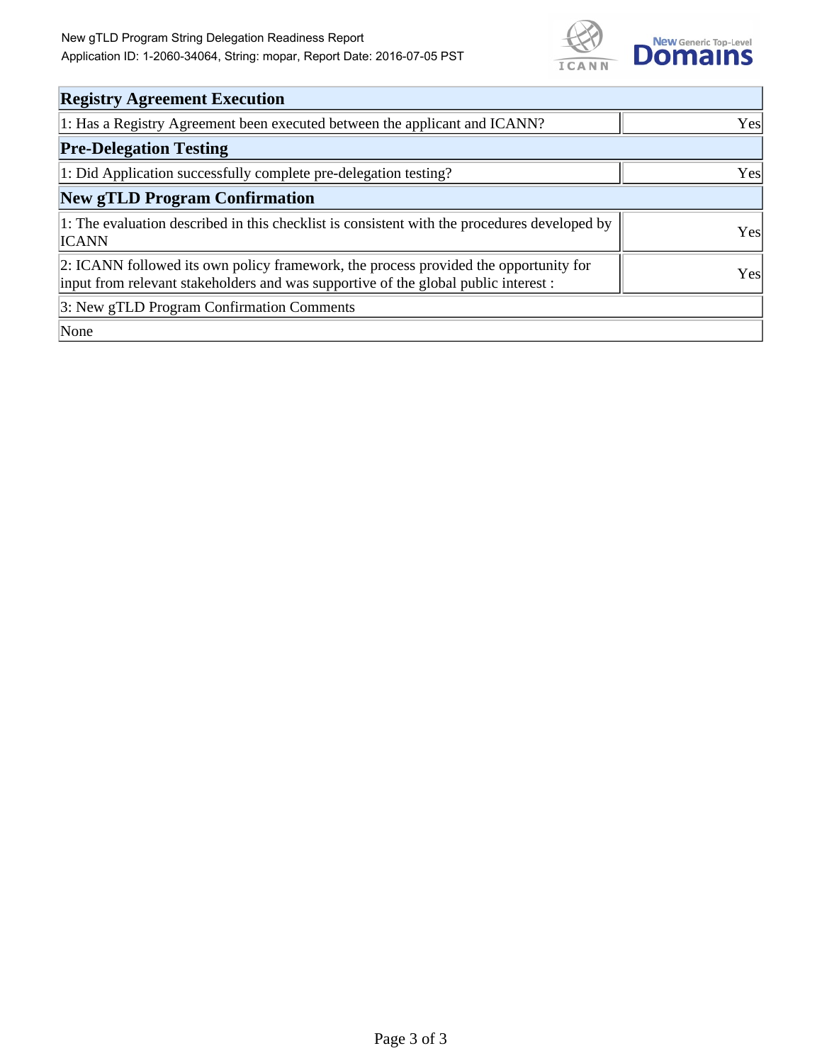## Registry Agreement Execution

| | |
|---|---|
| 1: Has a Registry Agreement been executed between the applicant and ICANN? | Yes |

## Pre-Delegation Testing

| | |
|---|---|
| 1: Did Application successfully complete pre-delegation testing? | Yes |

## New gTLD Program Confirmation

| | |
|---|---|
| 1: The evaluation described in this checklist is consistent with the procedures developed by ICANN | Yes |
| 2: ICANN followed its own policy framework, the process provided the opportunity for input from relevant stakeholders and was supportive of the global public interest : | Yes |

3: New gTLD Program Confirmation Comments

None